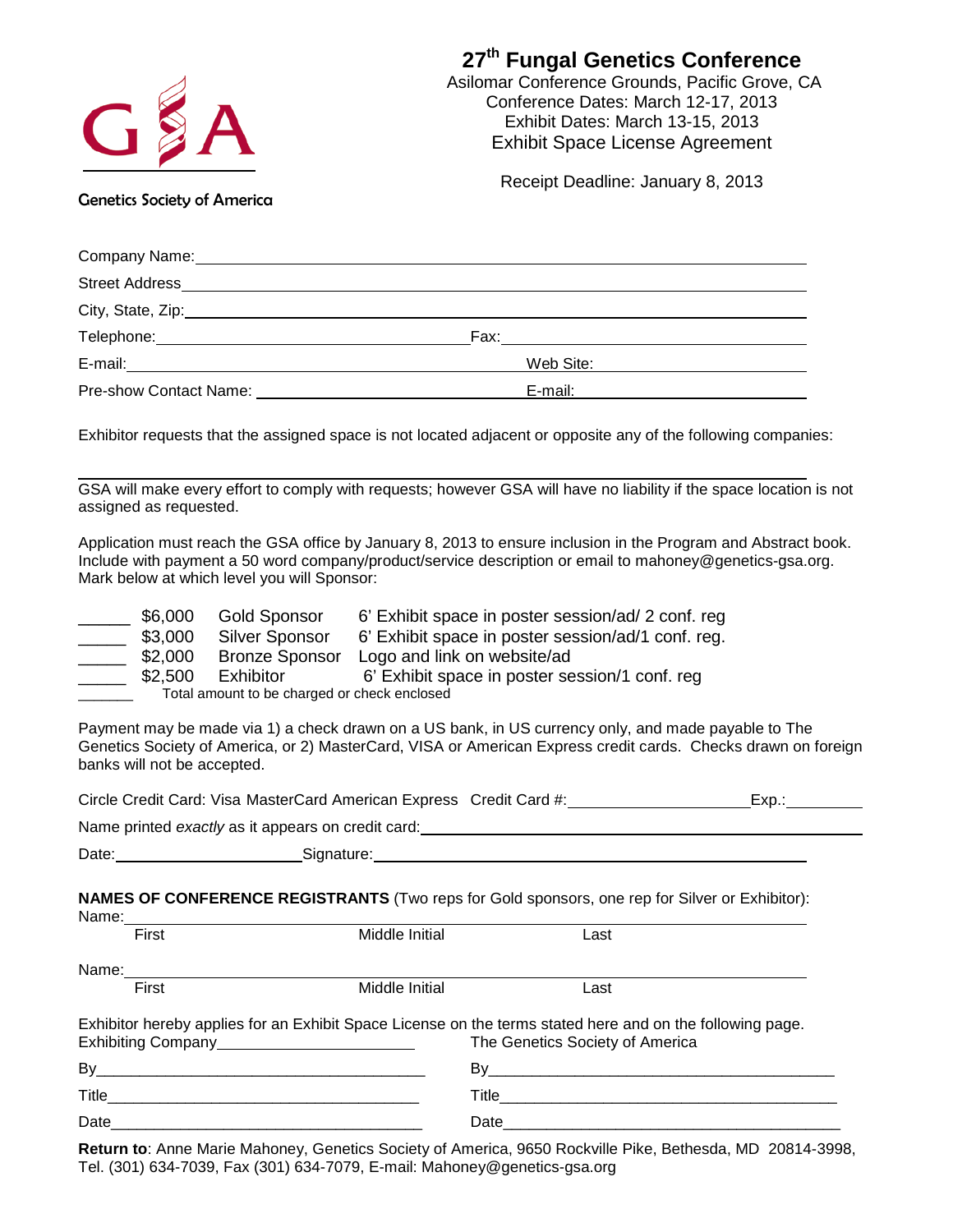Genetics Society of America

# 27th Fungal Genetics Conference

Asilomar Conference Grounds, Pacific Grove, CA
Conference Dates: March 12-17, 2013
Exhibit Dates: March 13-15, 2013
Exhibit Space License Agreement

Receipt Deadline: January 8, 2013

Company Name: ______________________________

Street Address ______________________________

City, State, Zip: ______________________________

Telephone: ______________________ Fax: ______________________

E-mail: ______________________ Web Site: ______________________

Pre-show Contact Name: ______________________ E-mail: ______________________

Exhibitor requests that the assigned space is not located adjacent or opposite any of the following companies:

______________________________

GSA will make every effort to comply with requests; however GSA will have no liability if the space location is not assigned as requested.

Application must reach the GSA office by January 8, 2013 to ensure inclusion in the Program and Abstract book. Include with payment a 50 word company/product/service description or email to mahoney@genetics-gsa.org. Mark below at which level you will Sponsor:

| | | | |
|---|---|---|---|
| _____ | $6,000 | Gold Sponsor | 6' Exhibit space in poster session/ad/ 2 conf. reg |
| _____ | $3,000 | Silver Sponsor | 6' Exhibit space in poster session/ad/1 conf. reg. |
| _____ | $2,000 | Bronze Sponsor | Logo and link on website/ad |
| _____ | $2,500 | Exhibitor | 6' Exhibit space in poster session/1 conf. reg |
| _______ | Total amount to be charged or check enclosed | | |

Payment may be made via 1) a check drawn on a US bank, in US currency only, and made payable to The Genetics Society of America, or 2) MasterCard, VISA or American Express credit cards. Checks drawn on foreign banks will not be accepted.

Circle Credit Card: Visa MasterCard American Express Credit Card #: ______________ Exp.: ________

Name printed *exactly* as it appears on credit card: ______________________________

Date: ______________ Signature: ______________________________

**NAMES OF CONFERENCE REGISTRANTS** (Two reps for Gold sponsors, one rep for Silver or Exhibitor):

Name: ______________________________
First Middle Initial Last

Name: ______________________________
First Middle Initial Last

Exhibitor hereby applies for an Exhibit Space License on the terms stated here and on the following page.

| Exhibiting Company______________________ | The Genetics Society of America |
|---|---|
| By______________________ | By______________________ |
| Title______________________ | Title______________________ |
| Date______________________ | Date______________________ |

**Return to**: Anne Marie Mahoney, Genetics Society of America, 9650 Rockville Pike, Bethesda, MD 20814-3998, Tel. (301) 634-7039, Fax (301) 634-7079, E-mail: Mahoney@genetics-gsa.org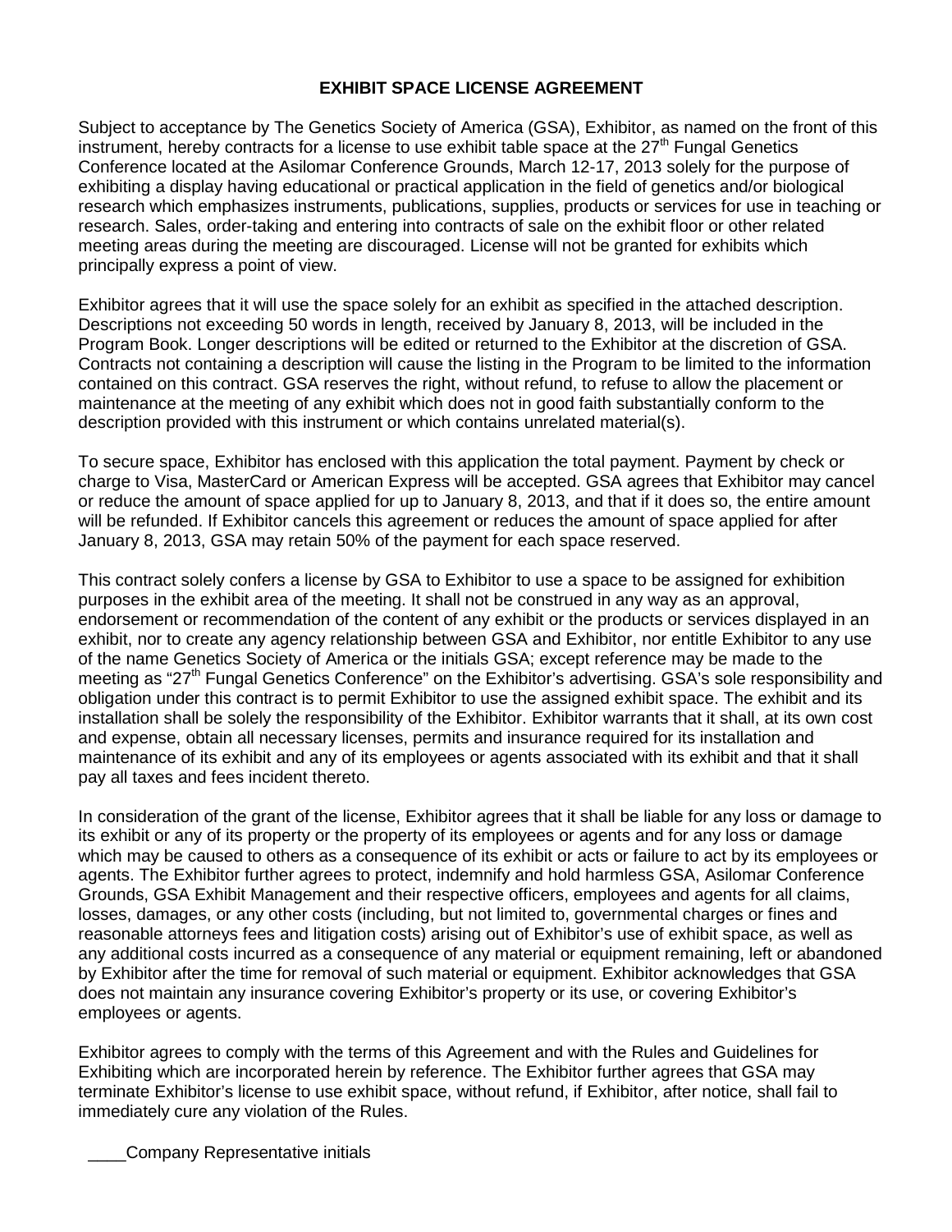# EXHIBIT SPACE LICENSE AGREEMENT

Subject to acceptance by The Genetics Society of America (GSA), Exhibitor, as named on the front of this instrument, hereby contracts for a license to use exhibit table space at the 27th Fungal Genetics Conference located at the Asilomar Conference Grounds, March 12-17, 2013 solely for the purpose of exhibiting a display having educational or practical application in the field of genetics and/or biological research which emphasizes instruments, publications, supplies, products or services for use in teaching or research. Sales, order-taking and entering into contracts of sale on the exhibit floor or other related meeting areas during the meeting are discouraged. License will not be granted for exhibits which principally express a point of view.

Exhibitor agrees that it will use the space solely for an exhibit as specified in the attached description. Descriptions not exceeding 50 words in length, received by January 8, 2013, will be included in the Program Book. Longer descriptions will be edited or returned to the Exhibitor at the discretion of GSA. Contracts not containing a description will cause the listing in the Program to be limited to the information contained on this contract. GSA reserves the right, without refund, to refuse to allow the placement or maintenance at the meeting of any exhibit which does not in good faith substantially conform to the description provided with this instrument or which contains unrelated material(s).

To secure space, Exhibitor has enclosed with this application the total payment. Payment by check or charge to Visa, MasterCard or American Express will be accepted. GSA agrees that Exhibitor may cancel or reduce the amount of space applied for up to January 8, 2013, and that if it does so, the entire amount will be refunded. If Exhibitor cancels this agreement or reduces the amount of space applied for after January 8, 2013, GSA may retain 50% of the payment for each space reserved.

This contract solely confers a license by GSA to Exhibitor to use a space to be assigned for exhibition purposes in the exhibit area of the meeting. It shall not be construed in any way as an approval, endorsement or recommendation of the content of any exhibit or the products or services displayed in an exhibit, nor to create any agency relationship between GSA and Exhibitor, nor entitle Exhibitor to any use of the name Genetics Society of America or the initials GSA; except reference may be made to the meeting as "27th Fungal Genetics Conference" on the Exhibitor's advertising. GSA's sole responsibility and obligation under this contract is to permit Exhibitor to use the assigned exhibit space. The exhibit and its installation shall be solely the responsibility of the Exhibitor. Exhibitor warrants that it shall, at its own cost and expense, obtain all necessary licenses, permits and insurance required for its installation and maintenance of its exhibit and any of its employees or agents associated with its exhibit and that it shall pay all taxes and fees incident thereto.

In consideration of the grant of the license, Exhibitor agrees that it shall be liable for any loss or damage to its exhibit or any of its property or the property of its employees or agents and for any loss or damage which may be caused to others as a consequence of its exhibit or acts or failure to act by its employees or agents. The Exhibitor further agrees to protect, indemnify and hold harmless GSA, Asilomar Conference Grounds, GSA Exhibit Management and their respective officers, employees and agents for all claims, losses, damages, or any other costs (including, but not limited to, governmental charges or fines and reasonable attorneys fees and litigation costs) arising out of Exhibitor's use of exhibit space, as well as any additional costs incurred as a consequence of any material or equipment remaining, left or abandoned by Exhibitor after the time for removal of such material or equipment. Exhibitor acknowledges that GSA does not maintain any insurance covering Exhibitor's property or its use, or covering Exhibitor's employees or agents.

Exhibitor agrees to comply with the terms of this Agreement and with the Rules and Guidelines for Exhibiting which are incorporated herein by reference. The Exhibitor further agrees that GSA may terminate Exhibitor's license to use exhibit space, without refund, if Exhibitor, after notice, shall fail to immediately cure any violation of the Rules.

____Company Representative initials